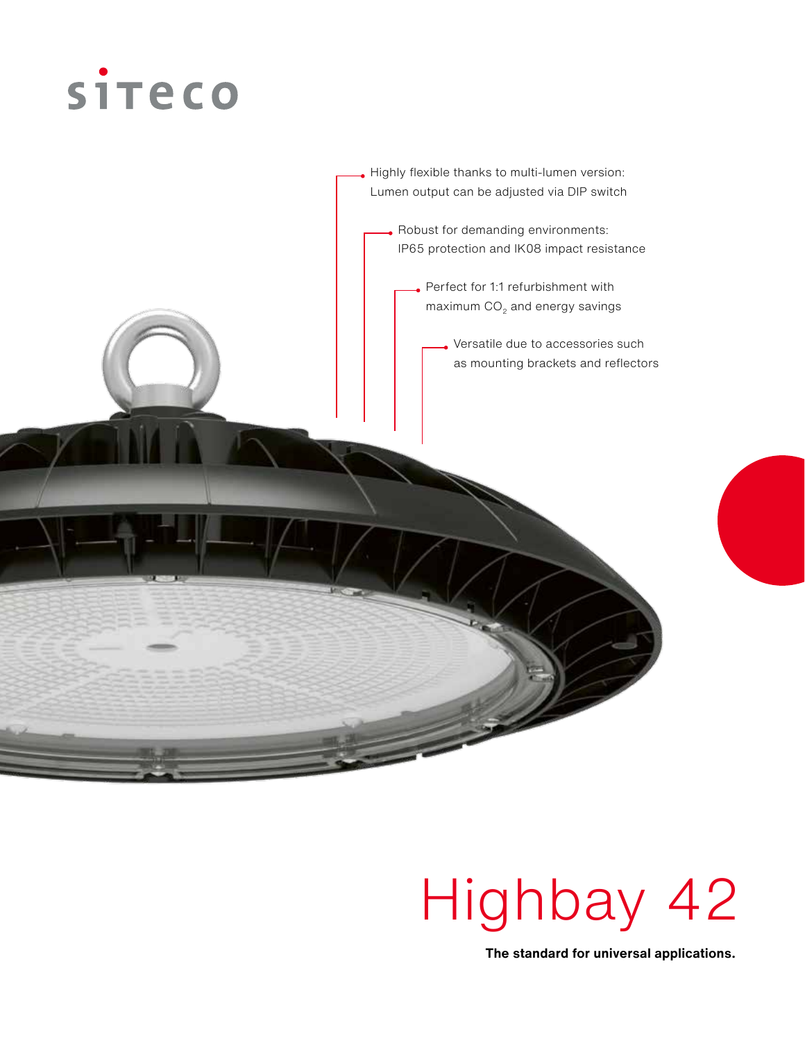siteco

- Highly flexible thanks to multi-lumen version: Lumen output can be adjusted via DIP switch
- Robust for demanding environments: IP65 protection and IK08 impact resistance
- Perfect for 1:1 refurbishment with maximum $CO_2$ and energy savings
- Versatile due to accessories such as mounting brackets and reflectors

# Highbay 42

**The standard for universal applications.**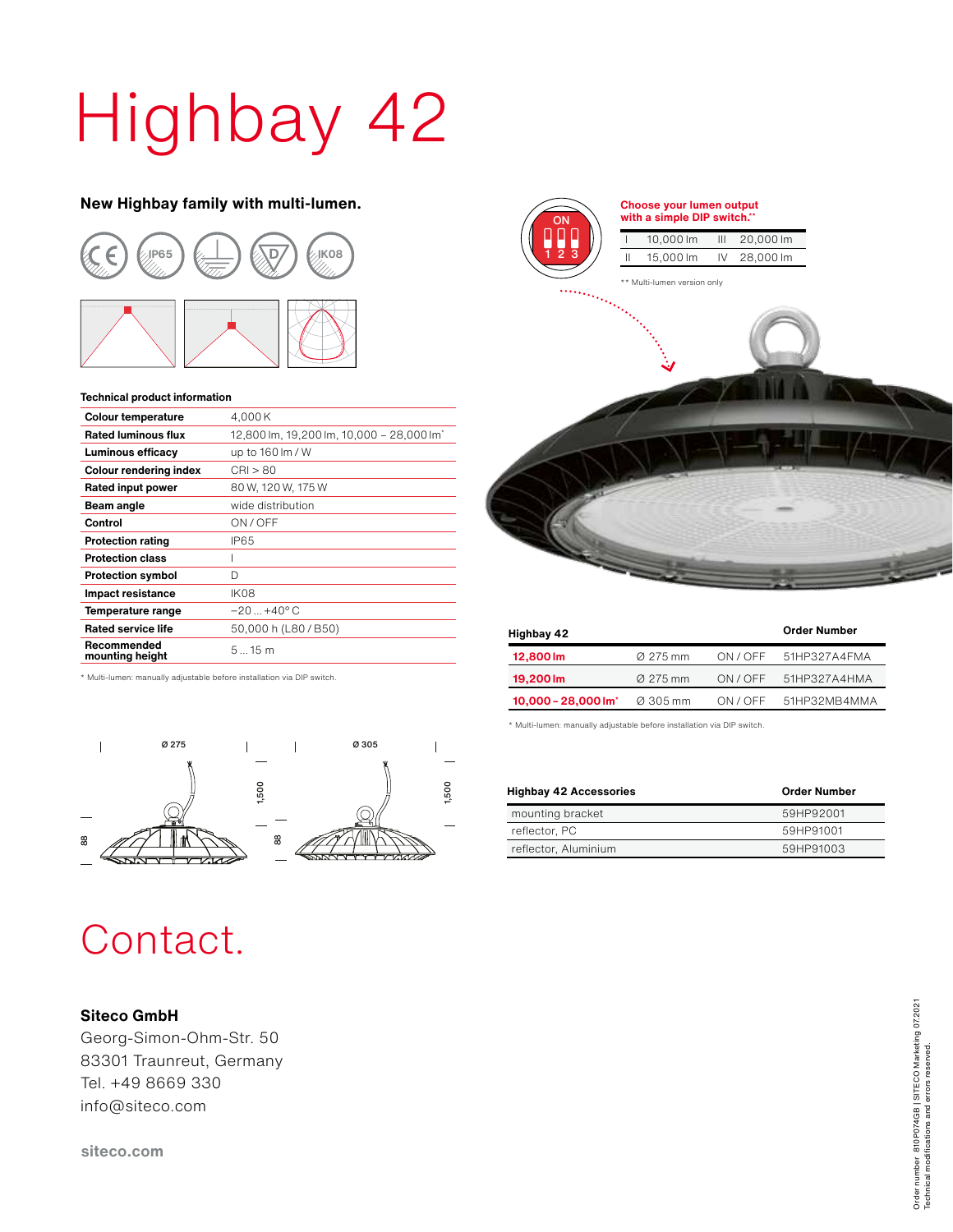# Highbay 42

**New Highbay family with multi-lumen.**

IP65 IK08 D

**Technical product information**

| | |
|---|---|
| **Colour temperature** | 4,000 K |
| **Rated luminous flux** | 12,800 lm, 19,200 lm, 10,000 – 28,000 lm* |
| **Luminous efficacy** | up to 160 lm / W |
| **Colour rendering index** | CRI > 80 |
| **Rated input power** | 80 W, 120 W, 175 W |
| **Beam angle** | wide distribution |
| **Control** | ON / OFF |
| **Protection rating** | IP65 |
| **Protection class** | I |
| **Protection symbol** | D |
| **Impact resistance** | IK08 |
| **Temperature range** | −20 ... +40° C |
| **Rated service life** | 50,000 h (L80 / B50) |
| **Recommended mounting height** | 5 ... 15 m |

\* Multi-lumen: manually adjustable before installation via DIP switch.

Ø 275 1,500 88

Ø 305 1,500 88

**Choose your lumen output with a simple DIP switch.****

ON 1 2 3

| | | | |
|---|---|---|---|
| I | 10,000 lm | III | 20,000 lm |
| II | 15,000 lm | IV | 28,000 lm |

** Multi-lumen version only

| **Highbay 42** | | | **Order Number** |
|---|---|---|---|
| **12,800 lm** | Ø 275 mm | ON / OFF | 51HP327A4FMA |
| **19,200 lm** | Ø 275 mm | ON / OFF | 51HP327A4HMA |
| **10,000 – 28,000 lm*** | Ø 305 mm | ON / OFF | 51HP32MB4MMA |

\* Multi-lumen: manually adjustable before installation via DIP switch.

| **Highbay 42 Accessories** | **Order Number** |
|---|---|
| mounting bracket | 59HP92001 |
| reflector, PC | 59HP91001 |
| reflector, Aluminium | 59HP91003 |

# Contact.

**Siteco GmbH**
Georg-Simon-Ohm-Str. 50
83301 Traunreut, Germany
Tel. +49 8669 330
info@siteco.com

**siteco.com**

Order number 810P074GB | SITECO Marketing 07.2021
Technical modifications and errors reserved.